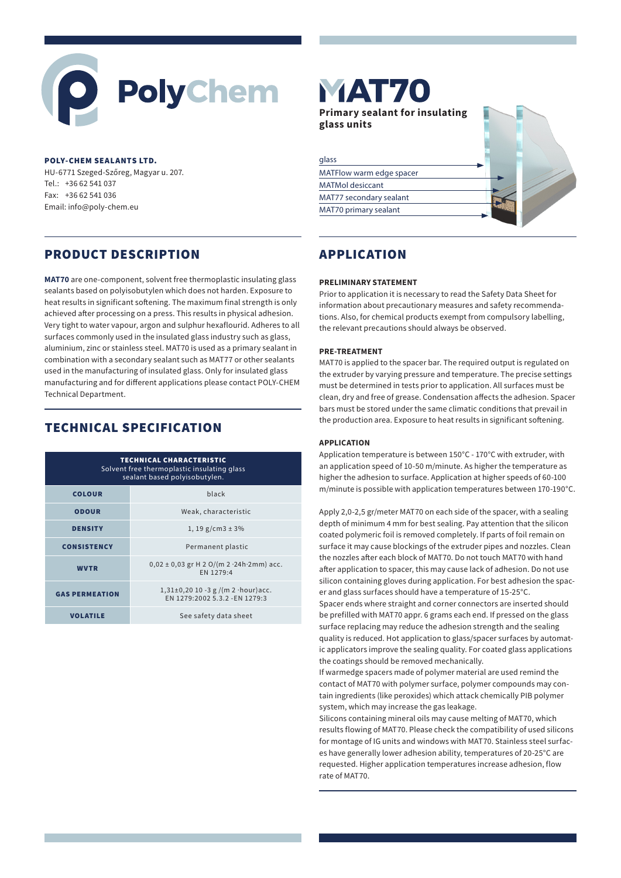# PolyChem

**POLY-CHEM SEALANTS LTD.**
HU-6771 Szeged-Szőreg, Magyar u. 207.
Tel.: +36 62 541 037
Fax: +36 62 541 036
Email: info@poly-chem.eu

# MAT70

**Primary sealant for insulating glass units**

- glass
- MATFlow warm edge spacer
- MATMol desiccant
- MAT77 secondary sealant
- MAT70 primary sealant

## PRODUCT DESCRIPTION

**MAT70** are one-component, solvent free thermoplastic insulating glass sealants based on polyisobutylen which does not harden. Exposure to heat results in significant softening. The maximum final strength is only achieved after processing on a press. This results in physical adhesion. Very tight to water vapour, argon and sulphur hexaflourid. Adheres to all surfaces commonly used in the insulated glass industry such as glass, aluminium, zinc or stainless steel. MAT70 is used as a primary sealant in combination with a secondary sealant such as MAT77 or other sealants used in the manufacturing of insulated glass. Only for insulated glass manufacturing and for different applications please contact POLY-CHEM Technical Department.

## TECHNICAL SPECIFICATION

| TECHNICAL CHARACTERISTIC<br>Solvent free thermoplastic insulating glass sealant based polyisobutylen. | |
|---|---|
| **COLOUR** | black |
| **ODOUR** | Weak, characteristic |
| **DENSITY** | 1, 19 g/cm3 ± 3% |
| **CONSISTENCY** | Permanent plastic |
| **WVTR** | 0,02 ± 0,03 gr $H_2O/(m^2 \cdot 24h \cdot 2mm)$ acc. EN 1279:4 |
| **GAS PERMEATION** | 1,31±0,20 $10^{-3}$ g /($m^2$ ·hour)acc. EN 1279:2002 5.3.2 -EN 1279:3 |
| **VOLATILE** | See safety data sheet |

## APPLICATION

### PRELIMINARY STATEMENT

Prior to application it is necessary to read the Safety Data Sheet for information about precautionary measures and safety recommendations. Also, for chemical products exempt from compulsory labelling, the relevant precautions should always be observed.

### PRE-TREATMENT

MAT70 is applied to the spacer bar. The required output is regulated on the extruder by varying pressure and temperature. The precise settings must be determined in tests prior to application. All surfaces must be clean, dry and free of grease. Condensation affects the adhesion. Spacer bars must be stored under the same climatic conditions that prevail in the production area. Exposure to heat results in significant softening.

### APPLICATION

Application temperature is between 150°C - 170°C with extruder, with an application speed of 10-50 m/minute. As higher the temperature as higher the adhesion to surface. Application at higher speeds of 60-100 m/minute is possible with application temperatures between 170-190°C.

Apply 2,0-2,5 gr/meter MAT70 on each side of the spacer, with a sealing depth of minimum 4 mm for best sealing. Pay attention that the silicon coated polymeric foil is removed completely. If parts of foil remain on surface it may cause blockings of the extruder pipes and nozzles. Clean the nozzles after each block of MAT70. Do not touch MAT70 with hand after application to spacer, this may cause lack of adhesion. Do not use silicon containing gloves during application. For best adhesion the spacer and glass surfaces should have a temperature of 15-25°C.
Spacer ends where straight and corner connectors are inserted should be prefilled with MAT70 appr. 6 grams each end. If pressed on the glass surface replacing may reduce the adhesion strength and the sealing quality is reduced. Hot application to glass/spacer surfaces by automatic applicators improve the sealing quality. For coated glass applications the coatings should be removed mechanically.
If warmedge spacers made of polymer material are used remind the contact of MAT70 with polymer surface, polymer compounds may contain ingredients (like peroxides) which attack chemically PIB polymer system, which may increase the gas leakage.
Silicons containing mineral oils may cause melting of MAT70, which results flowing of MAT70. Please check the compatibility of used silicons for montage of IG units and windows with MAT70. Stainless steel surfaces have generally lower adhesion ability, temperatures of 20-25°C are requested. Higher application temperatures increase adhesion, flow rate of MAT70.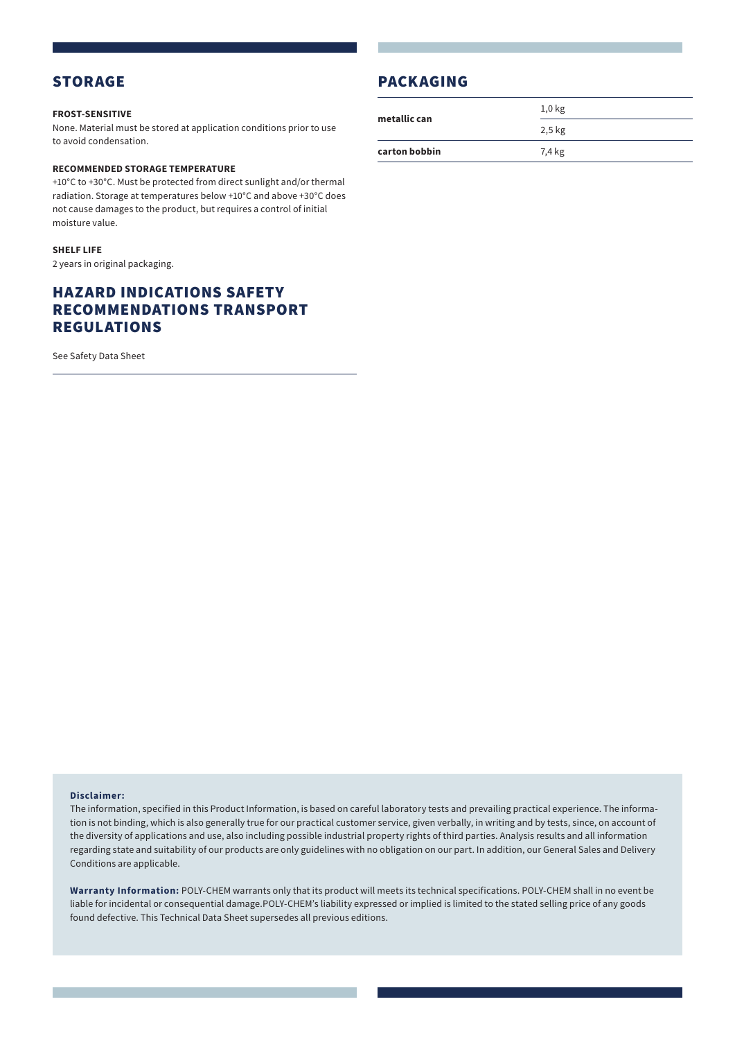## STORAGE

**FROST-SENSITIVE**

None. Material must be stored at application conditions prior to use to avoid condensation.

**RECOMMENDED STORAGE TEMPERATURE**

+10°C to +30°C. Must be protected from direct sunlight and/or thermal radiation. Storage at temperatures below +10°C and above +30°C does not cause damages to the product, but requires a control of initial moisture value.

**SHELF LIFE**

2 years in original packaging.

## HAZARD INDICATIONS SAFETY RECOMMENDATIONS TRANSPORT REGULATIONS

See Safety Data Sheet

## PACKAGING

| | |
|---|---|
| **metallic can** | 1,0 kg |
| | 2,5 kg |
| **carton bobbin** | 7,4 kg |

**Disclaimer:**

The information, specified in this Product Information, is based on careful laboratory tests and prevailing practical experience. The information is not binding, which is also generally true for our practical customer service, given verbally, in writing and by tests, since, on account of the diversity of applications and use, also including possible industrial property rights of third parties. Analysis results and all information regarding state and suitability of our products are only guidelines with no obligation on our part. In addition, our General Sales and Delivery Conditions are applicable.

**Warranty Information:** POLY-CHEM warrants only that its product will meets its technical specifications. POLY-CHEM shall in no event be liable for incidental or consequential damage.POLY-CHEM's liability expressed or implied is limited to the stated selling price of any goods found defective. This Technical Data Sheet supersedes all previous editions.